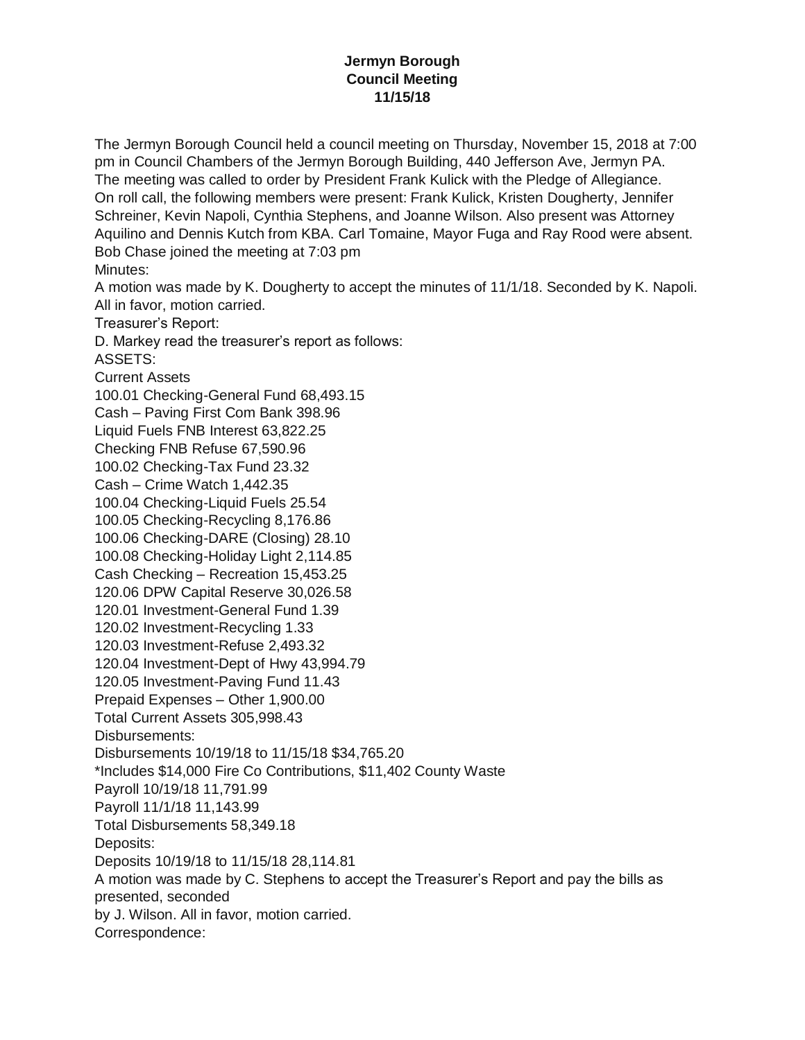**Jermyn Borough**
**Council Meeting**
**11/15/18**

The Jermyn Borough Council held a council meeting on Thursday, November 15, 2018 at 7:00 pm in Council Chambers of the Jermyn Borough Building, 440 Jefferson Ave, Jermyn PA. The meeting was called to order by President Frank Kulick with the Pledge of Allegiance. On roll call, the following members were present: Frank Kulick, Kristen Dougherty, Jennifer Schreiner, Kevin Napoli, Cynthia Stephens, and Joanne Wilson. Also present was Attorney Aquilino and Dennis Kutch from KBA. Carl Tomaine, Mayor Fuga and Ray Rood were absent. Bob Chase joined the meeting at 7:03 pm

Minutes:

A motion was made by K. Dougherty to accept the minutes of 11/1/18. Seconded by K. Napoli. All in favor, motion carried.

Treasurer's Report:

D. Markey read the treasurer's report as follows:

ASSETS:

Current Assets

100.01 Checking-General Fund 68,493.15

Cash – Paving First Com Bank 398.96

Liquid Fuels FNB Interest 63,822.25

Checking FNB Refuse 67,590.96

100.02 Checking-Tax Fund 23.32

Cash – Crime Watch 1,442.35

100.04 Checking-Liquid Fuels 25.54

100.05 Checking-Recycling 8,176.86

100.06 Checking-DARE (Closing) 28.10

100.08 Checking-Holiday Light 2,114.85

Cash Checking – Recreation 15,453.25

120.06 DPW Capital Reserve 30,026.58

120.01 Investment-General Fund 1.39

120.02 Investment-Recycling 1.33

120.03 Investment-Refuse 2,493.32

120.04 Investment-Dept of Hwy 43,994.79

120.05 Investment-Paving Fund 11.43

Prepaid Expenses – Other 1,900.00

Total Current Assets 305,998.43

Disbursements:

Disbursements 10/19/18 to 11/15/18 $34,765.20

*Includes $14,000 Fire Co Contributions, $11,402 County Waste

Payroll 10/19/18 11,791.99

Payroll 11/1/18 11,143.99

Total Disbursements 58,349.18

Deposits:

Deposits 10/19/18 to 11/15/18 28,114.81

A motion was made by C. Stephens to accept the Treasurer's Report and pay the bills as presented, seconded by J. Wilson. All in favor, motion carried.

Correspondence: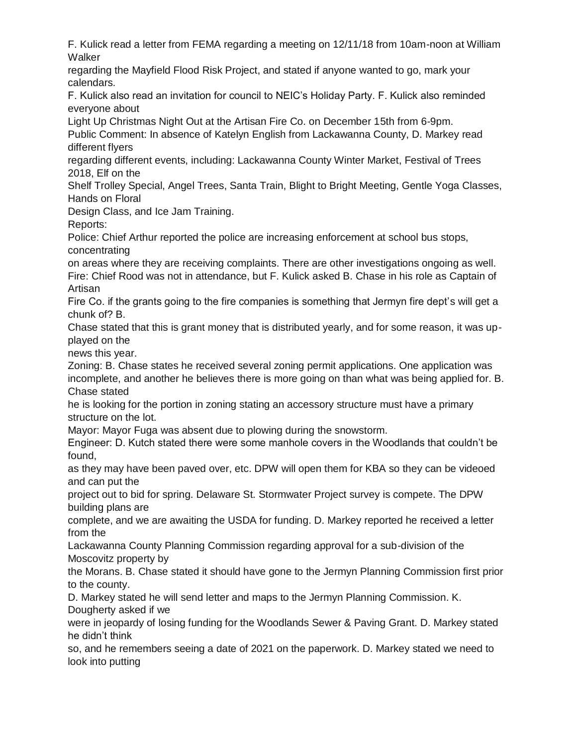F. Kulick read a letter from FEMA regarding a meeting on 12/11/18 from 10am-noon at William Walker regarding the Mayfield Flood Risk Project, and stated if anyone wanted to go, mark your calendars.

F. Kulick also read an invitation for council to NEIC's Holiday Party. F. Kulick also reminded everyone about Light Up Christmas Night Out at the Artisan Fire Co. on December 15th from 6-9pm.

Public Comment: In absence of Katelyn English from Lackawanna County, D. Markey read different flyers regarding different events, including: Lackawanna County Winter Market, Festival of Trees 2018, Elf on the Shelf Trolley Special, Angel Trees, Santa Train, Blight to Bright Meeting, Gentle Yoga Classes, Hands on Floral Design Class, and Ice Jam Training.

Reports:

Police: Chief Arthur reported the police are increasing enforcement at school bus stops, concentrating on areas where they are receiving complaints. There are other investigations ongoing as well.

Fire: Chief Rood was not in attendance, but F. Kulick asked B. Chase in his role as Captain of Artisan Fire Co. if the grants going to the fire companies is something that Jermyn fire dept's will get a chunk of? B. Chase stated that this is grant money that is distributed yearly, and for some reason, it was up-played on the news this year.

Zoning: B. Chase states he received several zoning permit applications. One application was incomplete, and another he believes there is more going on than what was being applied for. B. Chase stated he is looking for the portion in zoning stating an accessory structure must have a primary structure on the lot.

Mayor: Mayor Fuga was absent due to plowing during the snowstorm.

Engineer: D. Kutch stated there were some manhole covers in the Woodlands that couldn't be found, as they may have been paved over, etc. DPW will open them for KBA so they can be videoed and can put the project out to bid for spring. Delaware St. Stormwater Project survey is compete. The DPW building plans are complete, and we are awaiting the USDA for funding. D. Markey reported he received a letter from the Lackawanna County Planning Commission regarding approval for a sub-division of the Moscovitz property by the Morans. B. Chase stated it should have gone to the Jermyn Planning Commission first prior to the county.

D. Markey stated he will send letter and maps to the Jermyn Planning Commission. K. Dougherty asked if we were in jeopardy of losing funding for the Woodlands Sewer & Paving Grant. D. Markey stated he didn't think so, and he remembers seeing a date of 2021 on the paperwork. D. Markey stated we need to look into putting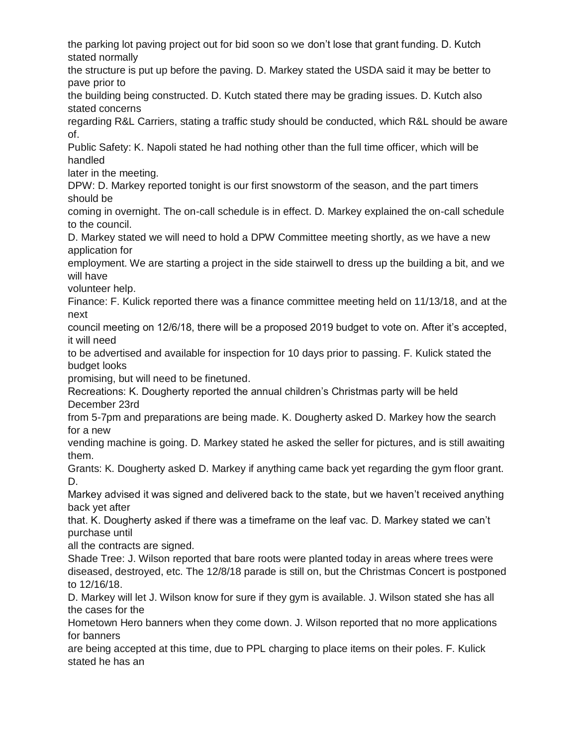the parking lot paving project out for bid soon so we don't lose that grant funding. D. Kutch stated normally the structure is put up before the paving. D. Markey stated the USDA said it may be better to pave prior to the building being constructed. D. Kutch stated there may be grading issues. D. Kutch also stated concerns regarding R&L Carriers, stating a traffic study should be conducted, which R&L should be aware of.

Public Safety: K. Napoli stated he had nothing other than the full time officer, which will be handled later in the meeting.

DPW: D. Markey reported tonight is our first snowstorm of the season, and the part timers should be coming in overnight. The on-call schedule is in effect. D. Markey explained the on-call schedule to the council.

D. Markey stated we will need to hold a DPW Committee meeting shortly, as we have a new application for employment. We are starting a project in the side stairwell to dress up the building a bit, and we will have volunteer help.

Finance: F. Kulick reported there was a finance committee meeting held on 11/13/18, and at the next council meeting on 12/6/18, there will be a proposed 2019 budget to vote on. After it's accepted, it will need to be advertised and available for inspection for 10 days prior to passing. F. Kulick stated the budget looks promising, but will need to be finetuned.

Recreations: K. Dougherty reported the annual children's Christmas party will be held December 23rd from 5-7pm and preparations are being made. K. Dougherty asked D. Markey how the search for a new vending machine is going. D. Markey stated he asked the seller for pictures, and is still awaiting them.

Grants: K. Dougherty asked D. Markey if anything came back yet regarding the gym floor grant. D. Markey advised it was signed and delivered back to the state, but we haven't received anything back yet after that. K. Dougherty asked if there was a timeframe on the leaf vac. D. Markey stated we can't purchase until all the contracts are signed.

Shade Tree: J. Wilson reported that bare roots were planted today in areas where trees were diseased, destroyed, etc. The 12/8/18 parade is still on, but the Christmas Concert is postponed to 12/16/18.

D. Markey will let J. Wilson know for sure if they gym is available. J. Wilson stated she has all the cases for the Hometown Hero banners when they come down. J. Wilson reported that no more applications for banners are being accepted at this time, due to PPL charging to place items on their poles. F. Kulick stated he has an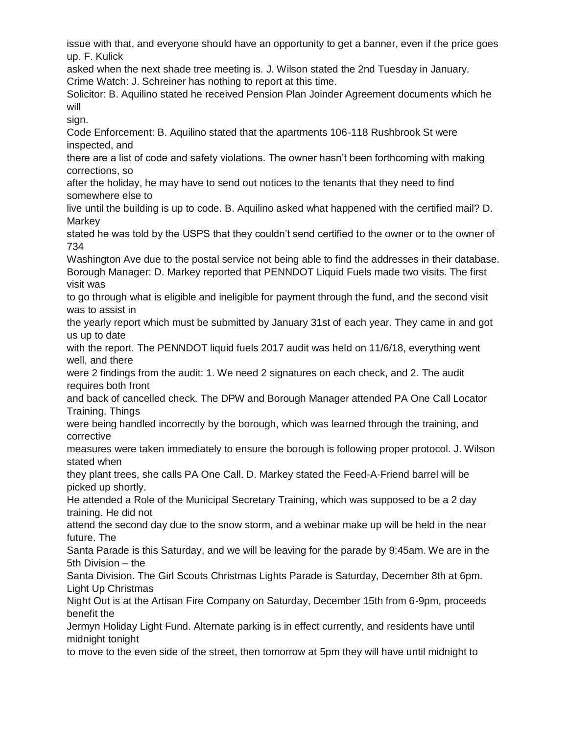issue with that, and everyone should have an opportunity to get a banner, even if the price goes up. F. Kulick asked when the next shade tree meeting is. J. Wilson stated the 2nd Tuesday in January.

Crime Watch: J. Schreiner has nothing to report at this time.

Solicitor: B. Aquilino stated he received Pension Plan Joinder Agreement documents which he will sign.

Code Enforcement: B. Aquilino stated that the apartments 106-118 Rushbrook St were inspected, and there are a list of code and safety violations. The owner hasn't been forthcoming with making corrections, so after the holiday, he may have to send out notices to the tenants that they need to find somewhere else to live until the building is up to code. B. Aquilino asked what happened with the certified mail? D. Markey stated he was told by the USPS that they couldn't send certified to the owner or to the owner of 734 Washington Ave due to the postal service not being able to find the addresses in their database.

Borough Manager: D. Markey reported that PENNDOT Liquid Fuels made two visits. The first visit was to go through what is eligible and ineligible for payment through the fund, and the second visit was to assist in the yearly report which must be submitted by January 31st of each year. They came in and got us up to date with the report. The PENNDOT liquid fuels 2017 audit was held on 11/6/18, everything went well, and there were 2 findings from the audit: 1. We need 2 signatures on each check, and 2. The audit requires both front and back of cancelled check. The DPW and Borough Manager attended PA One Call Locator Training. Things were being handled incorrectly by the borough, which was learned through the training, and corrective measures were taken immediately to ensure the borough is following proper protocol. J. Wilson stated when they plant trees, she calls PA One Call. D. Markey stated the Feed-A-Friend barrel will be picked up shortly. He attended a Role of the Municipal Secretary Training, which was supposed to be a 2 day training. He did not attend the second day due to the snow storm, and a webinar make up will be held in the near future. The Santa Parade is this Saturday, and we will be leaving for the parade by 9:45am. We are in the 5th Division – the Santa Division. The Girl Scouts Christmas Lights Parade is Saturday, December 8th at 6pm. Light Up Christmas Night Out is at the Artisan Fire Company on Saturday, December 15th from 6-9pm, proceeds benefit the Jermyn Holiday Light Fund. Alternate parking is in effect currently, and residents have until midnight tonight to move to the even side of the street, then tomorrow at 5pm they will have until midnight to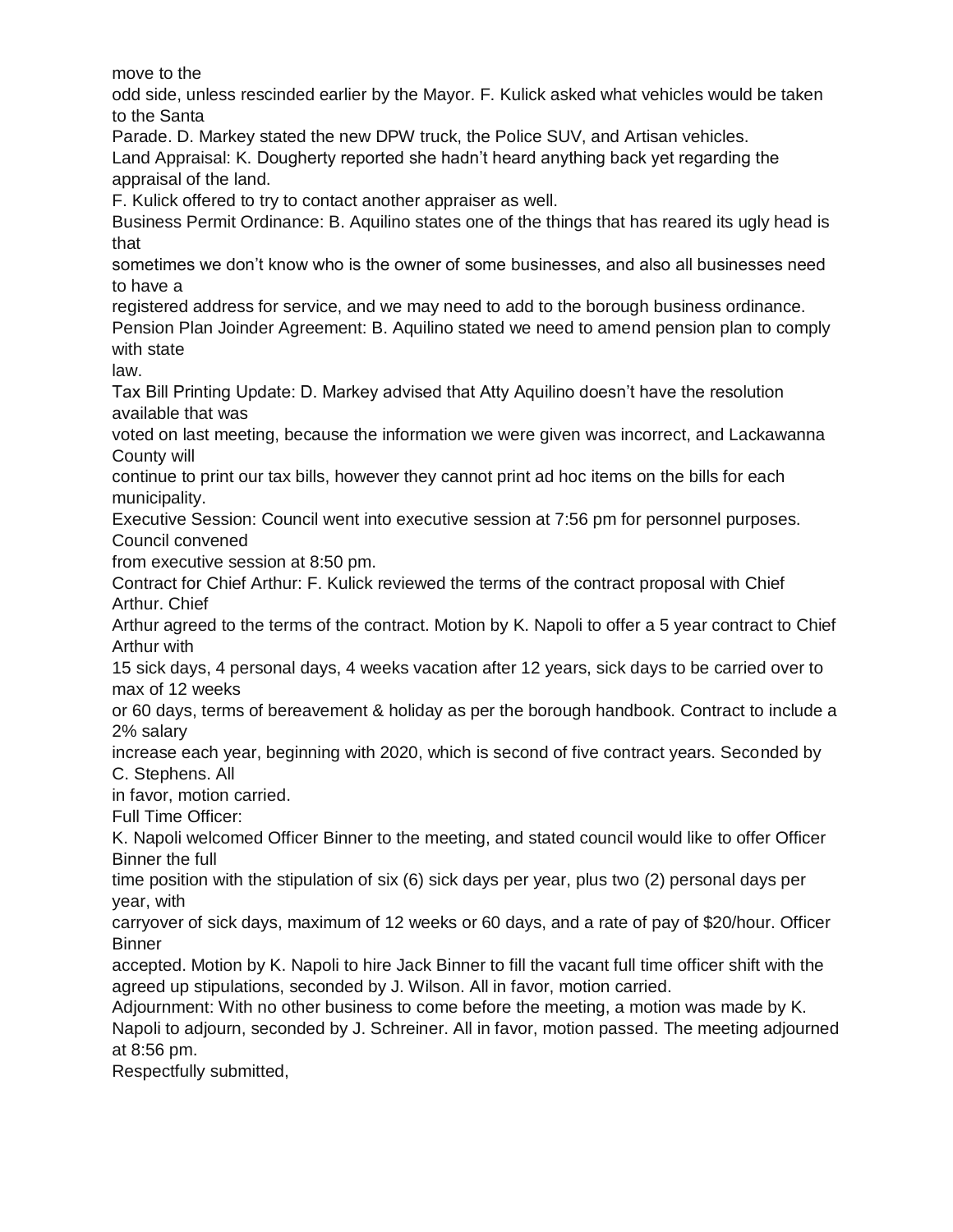move to the odd side, unless rescinded earlier by the Mayor. F. Kulick asked what vehicles would be taken to the Santa Parade. D. Markey stated the new DPW truck, the Police SUV, and Artisan vehicles.

Land Appraisal: K. Dougherty reported she hadn't heard anything back yet regarding the appraisal of the land.

F. Kulick offered to try to contact another appraiser as well.

Business Permit Ordinance: B. Aquilino states one of the things that has reared its ugly head is that sometimes we don't know who is the owner of some businesses, and also all businesses need to have a registered address for service, and we may need to add to the borough business ordinance.

Pension Plan Joinder Agreement: B. Aquilino stated we need to amend pension plan to comply with state law.

Tax Bill Printing Update: D. Markey advised that Atty Aquilino doesn't have the resolution available that was voted on last meeting, because the information we were given was incorrect, and Lackawanna County will continue to print our tax bills, however they cannot print ad hoc items on the bills for each municipality.

Executive Session: Council went into executive session at 7:56 pm for personnel purposes. Council convened from executive session at 8:50 pm.

Contract for Chief Arthur: F. Kulick reviewed the terms of the contract proposal with Chief Arthur. Chief Arthur agreed to the terms of the contract. Motion by K. Napoli to offer a 5 year contract to Chief Arthur with 15 sick days, 4 personal days, 4 weeks vacation after 12 years, sick days to be carried over to max of 12 weeks or 60 days, terms of bereavement & holiday as per the borough handbook. Contract to include a 2% salary increase each year, beginning with 2020, which is second of five contract years. Seconded by C. Stephens. All in favor, motion carried.

Full Time Officer:

K. Napoli welcomed Officer Binner to the meeting, and stated council would like to offer Officer Binner the full time position with the stipulation of six (6) sick days per year, plus two (2) personal days per year, with carryover of sick days, maximum of 12 weeks or 60 days, and a rate of pay of $20/hour. Officer Binner accepted. Motion by K. Napoli to hire Jack Binner to fill the vacant full time officer shift with the agreed up stipulations, seconded by J. Wilson. All in favor, motion carried.

Adjournment: With no other business to come before the meeting, a motion was made by K. Napoli to adjourn, seconded by J. Schreiner. All in favor, motion passed. The meeting adjourned at 8:56 pm.

Respectfully submitted,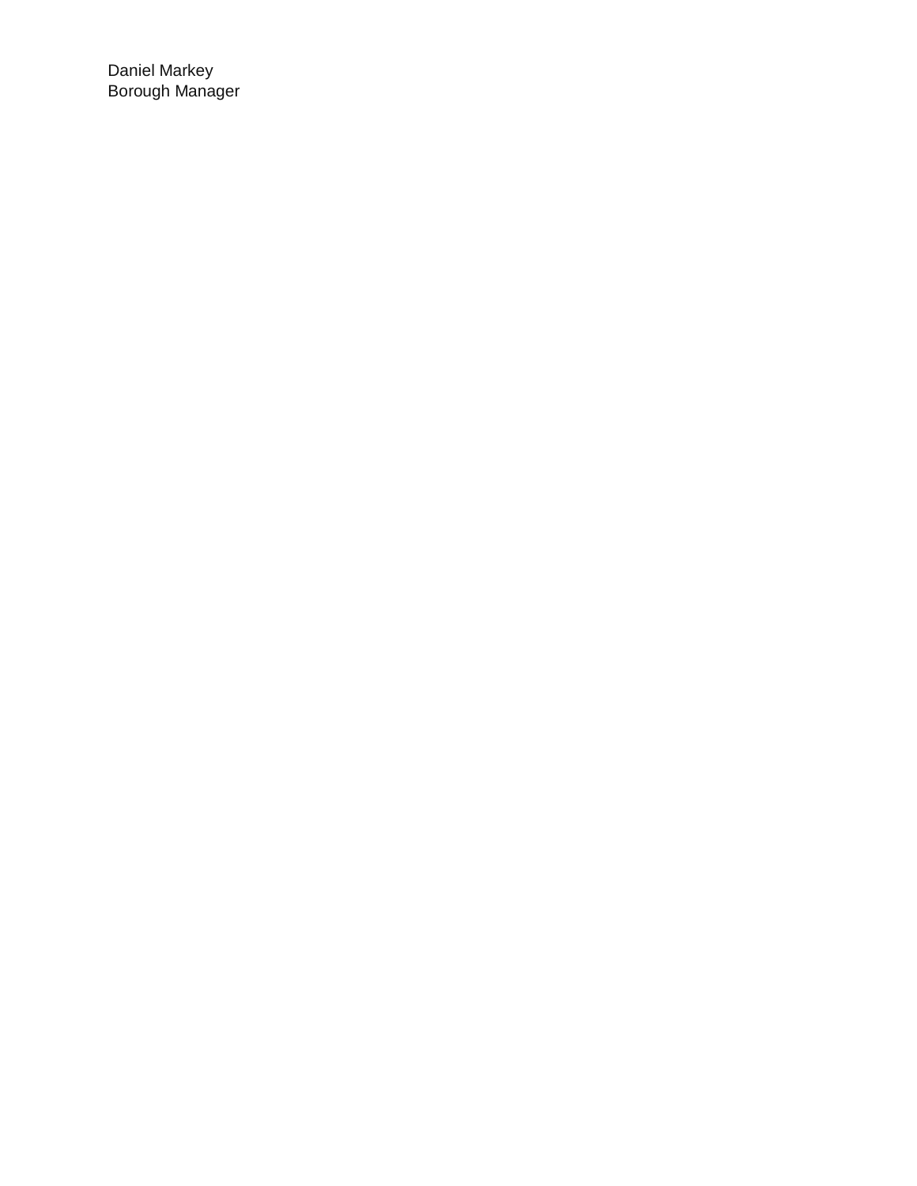Daniel Markey
Borough Manager